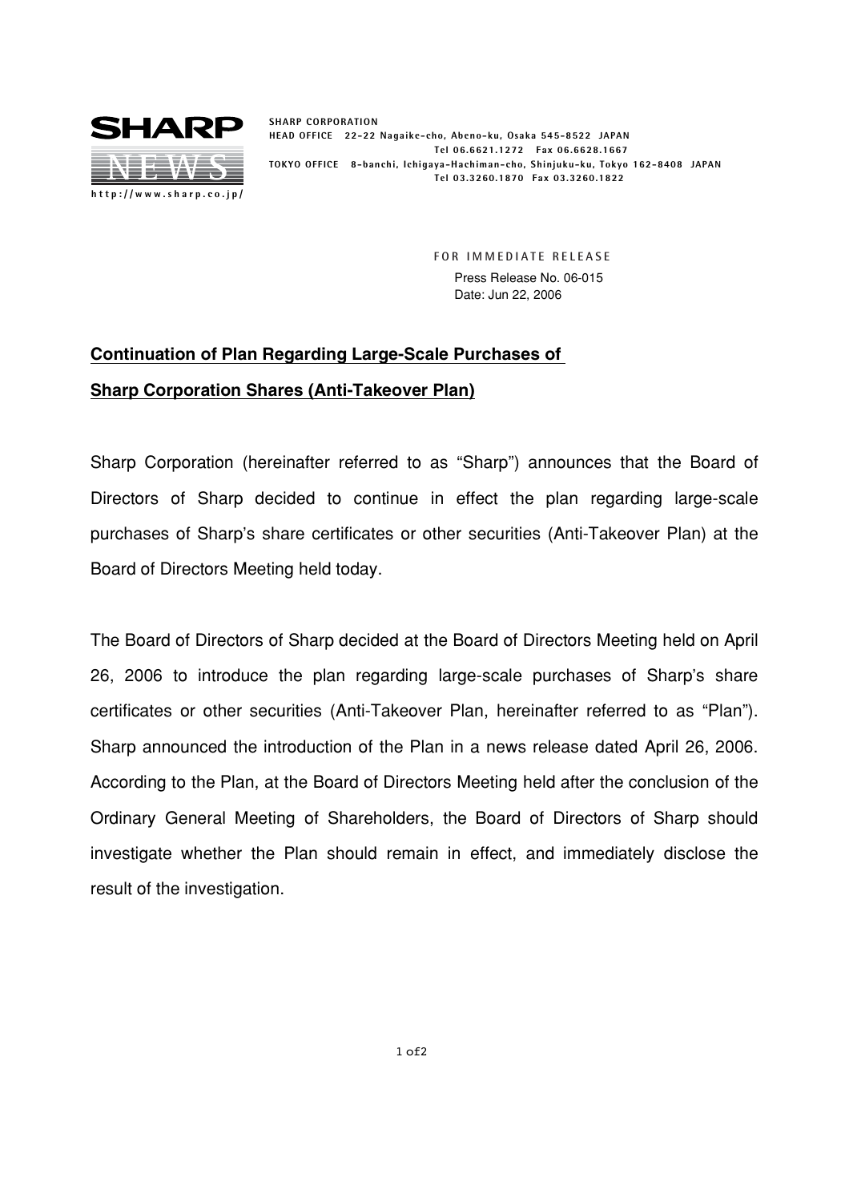**SHARP**

**NEWS**

http://www.sharp.co.jp/

SHARP CORPORATION
HEAD OFFICE 22-22 Nagaike-cho, Abeno-ku, Osaka 545-8522 JAPAN
Tel 06.6621.1272 Fax 06.6628.1667
TOKYO OFFICE 8-banchi, Ichigaya-Hachiman-cho, Shinjuku-ku, Tokyo 162-8408 JAPAN
Tel 03.3260.1870 Fax 03.3260.1822

FOR IMMEDIATE RELEASE
Press Release No. 06-015
Date: Jun 22, 2006

## Continuation of Plan Regarding Large-Scale Purchases of Sharp Corporation Shares (Anti-Takeover Plan)

Sharp Corporation (hereinafter referred to as "Sharp") announces that the Board of Directors of Sharp decided to continue in effect the plan regarding large-scale purchases of Sharp's share certificates or other securities (Anti-Takeover Plan) at the Board of Directors Meeting held today.

The Board of Directors of Sharp decided at the Board of Directors Meeting held on April 26, 2006 to introduce the plan regarding large-scale purchases of Sharp's share certificates or other securities (Anti-Takeover Plan, hereinafter referred to as "Plan"). Sharp announced the introduction of the Plan in a news release dated April 26, 2006. According to the Plan, at the Board of Directors Meeting held after the conclusion of the Ordinary General Meeting of Shareholders, the Board of Directors of Sharp should investigate whether the Plan should remain in effect, and immediately disclose the result of the investigation.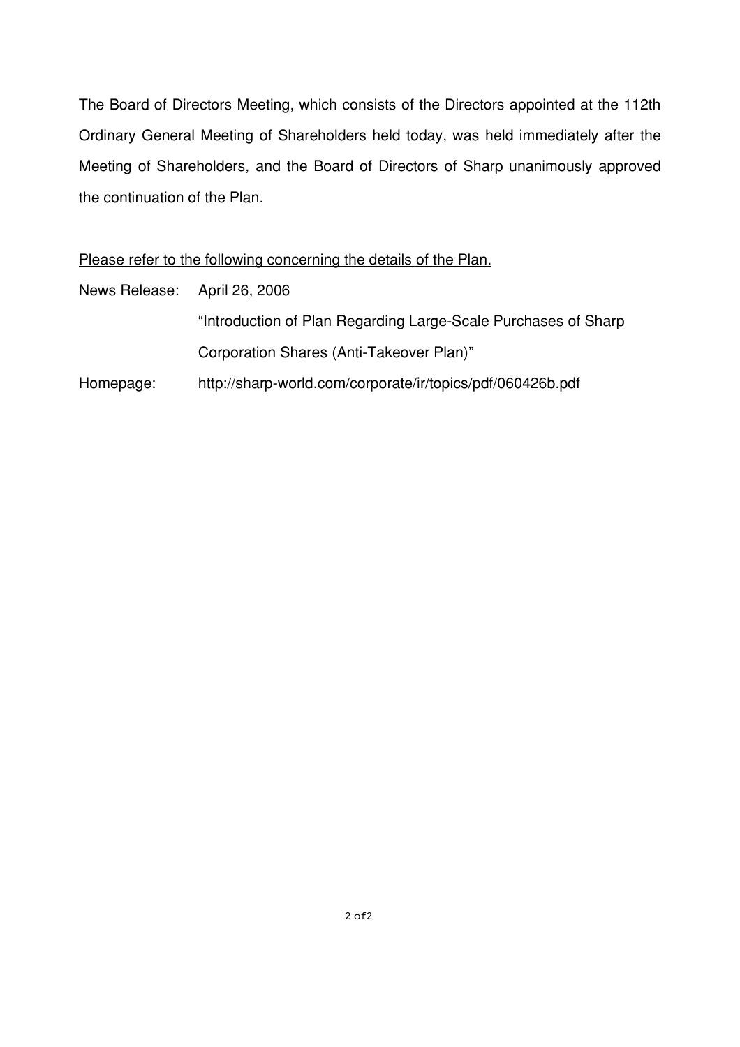The Board of Directors Meeting, which consists of the Directors appointed at the 112th Ordinary General Meeting of Shareholders held today, was held immediately after the Meeting of Shareholders, and the Board of Directors of Sharp unanimously approved the continuation of the Plan.

<u>Please refer to the following concerning the details of the Plan.</u>

| | |
|---|---|
| News Release: | April 26, 2006 |
| | "Introduction of Plan Regarding Large-Scale Purchases of Sharp Corporation Shares (Anti-Takeover Plan)" |
| Homepage: | http://sharp-world.com/corporate/ir/topics/pdf/060426b.pdf |